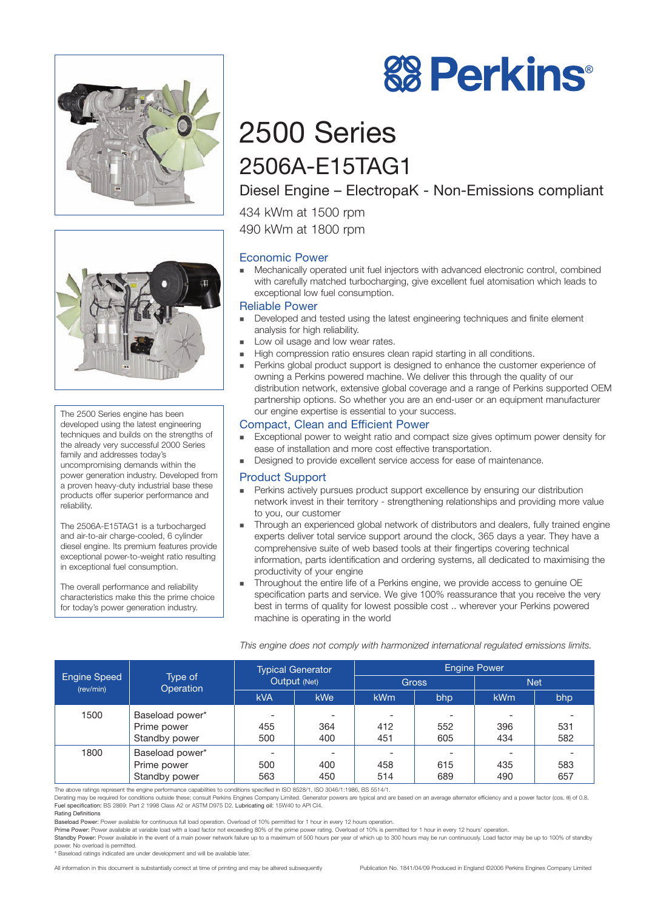# Perkins

# 2500 Series

## 2506A-E15TAG1

### Diesel Engine – ElectropaK - Non-Emissions compliant

434 kWm at 1500 rpm
490 kWm at 1800 rpm

The 2500 Series engine has been developed using the latest engineering techniques and builds on the strengths of the already very successful 2000 Series family and addresses today's uncompromising demands within the power generation industry. Developed from a proven heavy-duty industrial base these products offer superior performance and reliability.

The 2506A-E15TAG1 is a turbocharged and air-to-air charge-cooled, 6 cylinder diesel engine. Its premium features provide exceptional power-to-weight ratio resulting in exceptional fuel consumption.

The overall performance and reliability characteristics make this the prime choice for today's power generation industry.

### Economic Power

- Mechanically operated unit fuel injectors with advanced electronic control, combined with carefully matched turbocharging, give excellent fuel atomisation which leads to exceptional low fuel consumption.

### Reliable Power

- Developed and tested using the latest engineering techniques and finite element analysis for high reliability.
- Low oil usage and low wear rates.
- High compression ratio ensures clean rapid starting in all conditions.
- Perkins global product support is designed to enhance the customer experience of owning a Perkins powered machine. We deliver this through the quality of our distribution network, extensive global coverage and a range of Perkins supported OEM partnership options. So whether you are an end-user or an equipment manufacturer our engine expertise is essential to your success.

### Compact, Clean and Efficient Power

- Exceptional power to weight ratio and compact size gives optimum power density for ease of installation and more cost effective transportation.
- Designed to provide excellent service access for ease of maintenance.

### Product Support

- Perkins actively pursues product support excellence by ensuring our distribution network invest in their territory - strengthening relationships and providing more value to you, our customer
- Through an experienced global network of distributors and dealers, fully trained engine experts deliver total service support around the clock, 365 days a year. They have a comprehensive suite of web based tools at their fingertips covering technical information, parts identification and ordering systems, all dedicated to maximising the productivity of your engine
- Throughout the entire life of a Perkins engine, we provide access to genuine OE specification parts and service. We give 100% reassurance that you receive the very best in terms of quality for lowest possible cost .. wherever your Perkins powered machine is operating in the world

*This engine does not comply with harmonized international regulated emissions limits.*

| Engine Speed (rev/min) | Type of Operation | Typical Generator Output (Net) | | Engine Power | | | |
|---|---|---|---|---|---|---|---|
| | | | | Gross | | Net | |
| | | kVA | kWe | kWm | bhp | kWm | bhp |
| 1500 | Baseload power* | - | - | - | - | - | - |
| | Prime power | 455 | 364 | 412 | 552 | 396 | 531 |
| | Standby power | 500 | 400 | 451 | 605 | 434 | 582 |
| 1800 | Baseload power* | - | - | - | - | - | - |
| | Prime power | 500 | 400 | 458 | 615 | 435 | 583 |
| | Standby power | 563 | 450 | 514 | 689 | 490 | 657 |

The above ratings represent the engine performance capabilities to conditions specified in ISO 8528/1, ISO 3046/1:1986, BS 5514/1.
Derating may be required for conditions outside these; consult Perkins Engines Company Limited. Generator powers are typical and are based on an average alternator efficiency and a power factor (cos. θ) of 0.8.
**Fuel specification:** BS 2869: Part 2 1998 Class A2 or ASTM D975 D2. **Lubricating oil:** 15W40 to API CI4.
Rating Definitions
**Baseload Power:** Power available for continuous full load operation. Overload of 10% permitted for 1 hour in every 12 hours operation.
**Prime Power:** Power available at variable load with a load factor not exceeding 80% of the prime power rating. Overload of 10% is permitted for 1 hour in every 12 hours' operation.
**Standby Power:** Power available in the event of a main power network failure up to a maximum of 500 hours per year of which up to 300 hours may be run continuously. Load factor may be up to 100% of standby power. No overload is permitted.
* Baseload ratings indicated are under development and will be available later.

All information in this document is substantially correct at time of printing and may be altered subsequently

Publication No. 1841/04/09 Produced in England ©2006 Perkins Engines Company Limited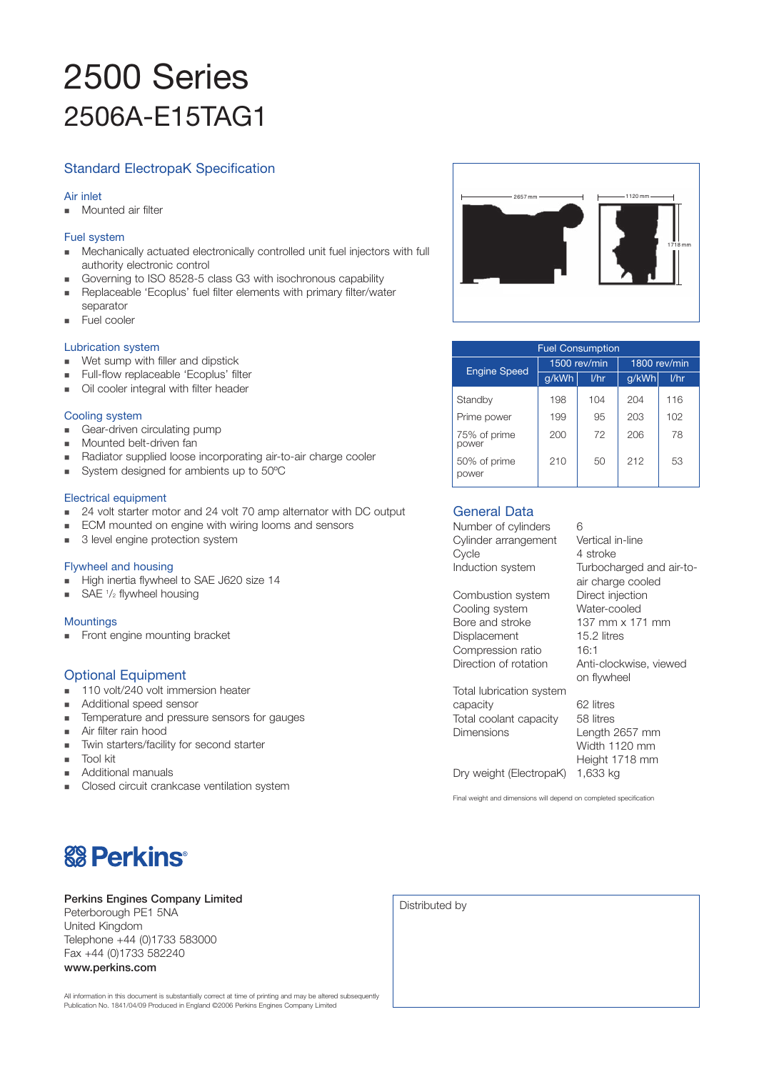# 2500 Series

## 2506A-E15TAG1

### Standard ElectropaK Specification

**Air inlet**

- Mounted air filter

**Fuel system**

- Mechanically actuated electronically controlled unit fuel injectors with full authority electronic control
- Governing to ISO 8528-5 class G3 with isochronous capability
- Replaceable 'Ecoplus' fuel filter elements with primary filter/water separator
- Fuel cooler

**Lubrication system**

- Wet sump with filler and dipstick
- Full-flow replaceable 'Ecoplus' filter
- Oil cooler integral with filter header

**Cooling system**

- Gear-driven circulating pump
- Mounted belt-driven fan
- Radiator supplied loose incorporating air-to-air charge cooler
- System designed for ambients up to 50ºC

**Electrical equipment**

- 24 volt starter motor and 24 volt 70 amp alternator with DC output
- ECM mounted on engine with wiring looms and sensors
- 3 level engine protection system

**Flywheel and housing**

- High inertia flywheel to SAE J620 size 14
- SAE 1/2 flywheel housing

**Mountings**

- Front engine mounting bracket

### Optional Equipment

- 110 volt/240 volt immersion heater
- Additional speed sensor
- Temperature and pressure sensors for gauges
- Air filter rain hood
- Twin starters/facility for second starter
- Tool kit
- Additional manuals
- Closed circuit crankcase ventilation system

2657 mm
1120 mm
1718 mm

| Fuel Consumption | | | | |
|---|---|---|---|---|
| Engine Speed | 1500 rev/min | | 1800 rev/min | |
| | g/kWh | l/hr | g/kWh | l/hr |
| Standby | 198 | 104 | 204 | 116 |
| Prime power | 199 | 95 | 203 | 102 |
| 75% of prime power | 200 | 72 | 206 | 78 |
| 50% of prime power | 210 | 50 | 212 | 53 |

### General Data

| | |
|---|---|
| Number of cylinders | 6 |
| Cylinder arrangement | Vertical in-line |
| Cycle | 4 stroke |
| Induction system | Turbocharged and air-to-air charge cooled |
| Combustion system | Direct injection |
| Cooling system | Water-cooled |
| Bore and stroke | 137 mm x 171 mm |
| Displacement | 15.2 litres |
| Compression ratio | 16:1 |
| Direction of rotation | Anti-clockwise, viewed on flywheel |
| Total lubrication system capacity | 62 litres |
| Total coolant capacity | 58 litres |
| Dimensions | Length 2657 mm<br>Width 1120 mm<br>Height 1718 mm |
| Dry weight (ElectropaK) | 1,633 kg |

Final weight and dimensions will depend on completed specification

**Perkins**

**Perkins Engines Company Limited**
Peterborough PE1 5NA
United Kingdom
Telephone +44 (0)1733 583000
Fax +44 (0)1733 582240
**www.perkins.com**

Distributed by

All information in this document is substantially correct at time of printing and may be altered subsequently
Publication No. 1841/04/09 Produced in England ©2006 Perkins Engines Company Limited